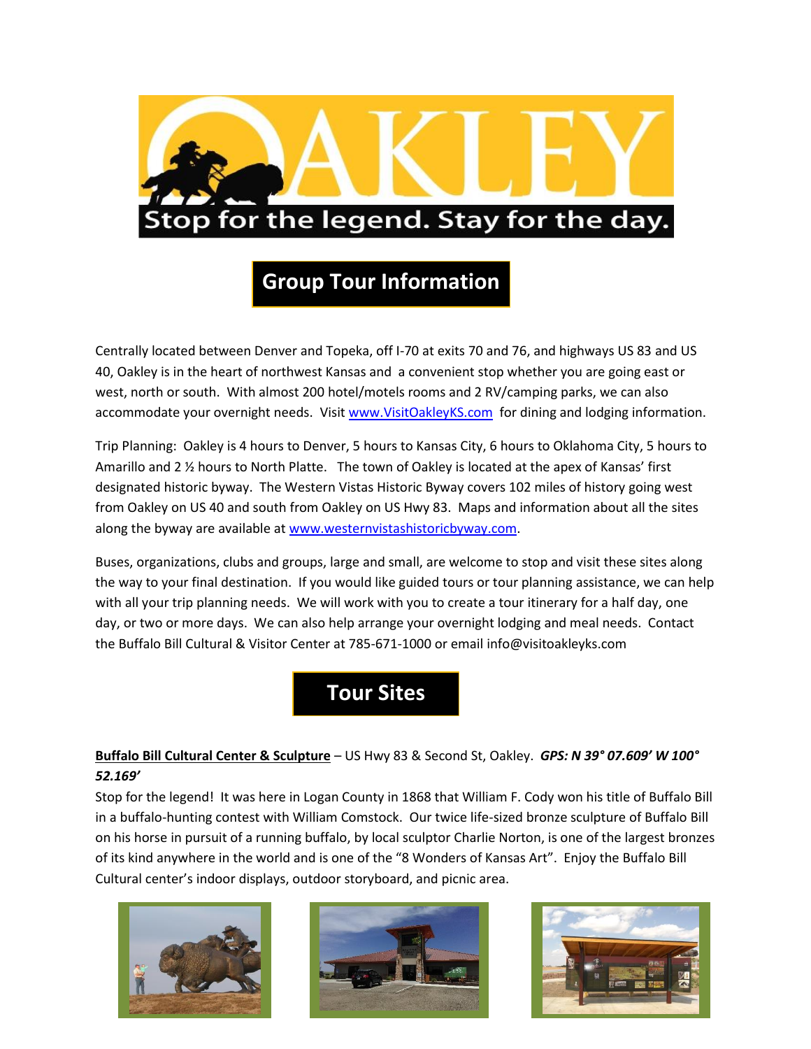# OAKLEY

Stop for the legend. Stay for the day.

## Group Tour Information

Centrally located between Denver and Topeka, off I-70 at exits 70 and 76, and highways US 83 and US 40, Oakley is in the heart of northwest Kansas and a convenient stop whether you are going east or west, north or south. With almost 200 hotel/motels rooms and 2 RV/camping parks, we can also accommodate your overnight needs. Visit www.VisitOakleyKS.com for dining and lodging information.

Trip Planning: Oakley is 4 hours to Denver, 5 hours to Kansas City, 6 hours to Oklahoma City, 5 hours to Amarillo and 2 ½ hours to North Platte. The town of Oakley is located at the apex of Kansas' first designated historic byway. The Western Vistas Historic Byway covers 102 miles of history going west from Oakley on US 40 and south from Oakley on US Hwy 83. Maps and information about all the sites along the byway are available at www.westernvistashistoricbyway.com.

Buses, organizations, clubs and groups, large and small, are welcome to stop and visit these sites along the way to your final destination. If you would like guided tours or tour planning assistance, we can help with all your trip planning needs. We will work with you to create a tour itinerary for a half day, one day, or two or more days. We can also help arrange your overnight lodging and meal needs. Contact the Buffalo Bill Cultural & Visitor Center at 785-671-1000 or email info@visitoakleyks.com

## Tour Sites

**Buffalo Bill Cultural Center & Sculpture** – US Hwy 83 & Second St, Oakley. ***GPS: N 39° 07.609' W 100° 52.169'***

Stop for the legend! It was here in Logan County in 1868 that William F. Cody won his title of Buffalo Bill in a buffalo-hunting contest with William Comstock. Our twice life-sized bronze sculpture of Buffalo Bill on his horse in pursuit of a running buffalo, by local sculptor Charlie Norton, is one of the largest bronzes of its kind anywhere in the world and is one of the "8 Wonders of Kansas Art". Enjoy the Buffalo Bill Cultural center's indoor displays, outdoor storyboard, and picnic area.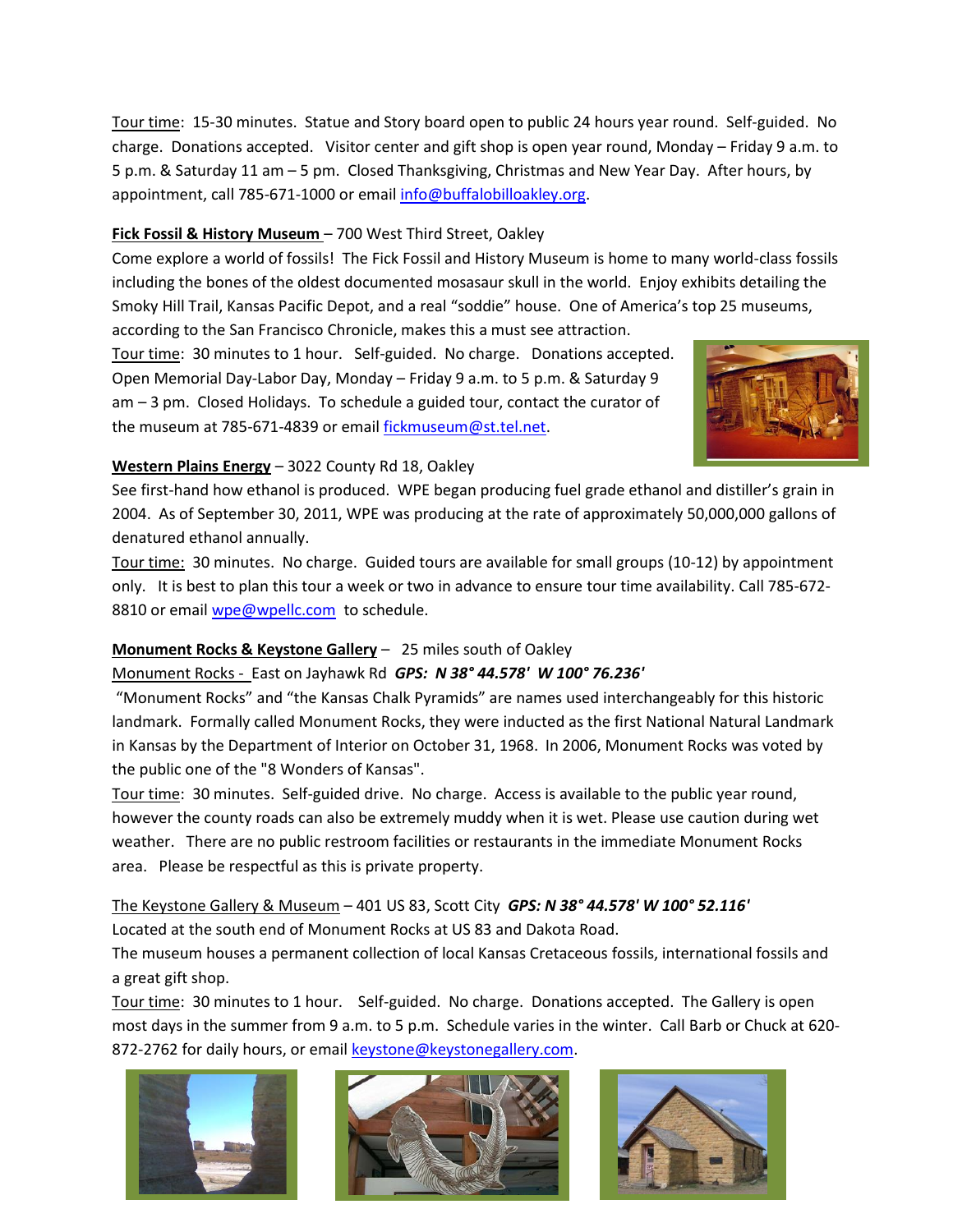Tour time: 15-30 minutes. Statue and Story board open to public 24 hours year round. Self-guided. No charge. Donations accepted. Visitor center and gift shop is open year round, Monday – Friday 9 a.m. to 5 p.m. & Saturday 11 am – 5 pm. Closed Thanksgiving, Christmas and New Year Day. After hours, by appointment, call 785-671-1000 or email info@buffalobilloakley.org.

**Fick Fossil & History Museum** – 700 West Third Street, Oakley

Come explore a world of fossils! The Fick Fossil and History Museum is home to many world-class fossils including the bones of the oldest documented mosasaur skull in the world. Enjoy exhibits detailing the Smoky Hill Trail, Kansas Pacific Depot, and a real "soddie" house. One of America's top 25 museums, according to the San Francisco Chronicle, makes this a must see attraction.

Tour time: 30 minutes to 1 hour. Self-guided. No charge. Donations accepted. Open Memorial Day-Labor Day, Monday – Friday 9 a.m. to 5 p.m. & Saturday 9 am – 3 pm. Closed Holidays. To schedule a guided tour, contact the curator of the museum at 785-671-4839 or email fickmuseum@st.tel.net.

**Western Plains Energy** – 3022 County Rd 18, Oakley

See first-hand how ethanol is produced. WPE began producing fuel grade ethanol and distiller's grain in 2004. As of September 30, 2011, WPE was producing at the rate of approximately 50,000,000 gallons of denatured ethanol annually.

Tour time: 30 minutes. No charge. Guided tours are available for small groups (10-12) by appointment only. It is best to plan this tour a week or two in advance to ensure tour time availability. Call 785-672-8810 or email wpe@wpellc.com to schedule.

**Monument Rocks & Keystone Gallery** – 25 miles south of Oakley

Monument Rocks - East on Jayhawk Rd ***GPS: N 38° 44.578' W 100° 76.236'***

"Monument Rocks" and "the Kansas Chalk Pyramids" are names used interchangeably for this historic landmark. Formally called Monument Rocks, they were inducted as the first National Natural Landmark in Kansas by the Department of Interior on October 31, 1968. In 2006, Monument Rocks was voted by the public one of the "8 Wonders of Kansas".

Tour time: 30 minutes. Self-guided drive. No charge. Access is available to the public year round, however the county roads can also be extremely muddy when it is wet. Please use caution during wet weather. There are no public restroom facilities or restaurants in the immediate Monument Rocks area. Please be respectful as this is private property.

The Keystone Gallery & Museum – 401 US 83, Scott City ***GPS: N 38° 44.578' W 100° 52.116'***

Located at the south end of Monument Rocks at US 83 and Dakota Road.

The museum houses a permanent collection of local Kansas Cretaceous fossils, international fossils and a great gift shop.

Tour time: 30 minutes to 1 hour. Self-guided. No charge. Donations accepted. The Gallery is open most days in the summer from 9 a.m. to 5 p.m. Schedule varies in the winter. Call Barb or Chuck at 620-872-2762 for daily hours, or email keystone@keystonegallery.com.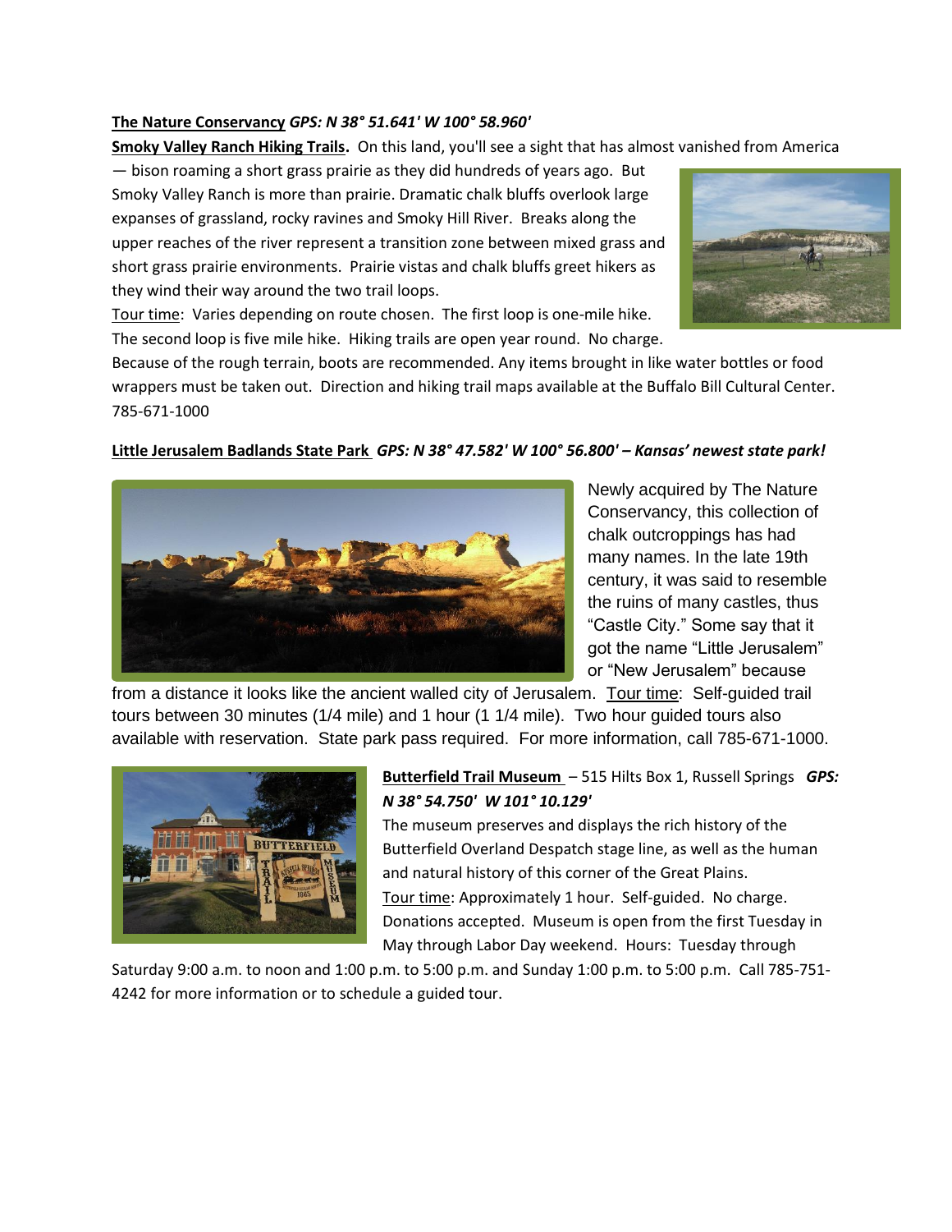**The Nature Conservancy** ***GPS: N 38° 51.641' W 100° 58.960'***

**Smoky Valley Ranch Hiking Trails.** On this land, you'll see a sight that has almost vanished from America — bison roaming a short grass prairie as they did hundreds of years ago. But Smoky Valley Ranch is more than prairie. Dramatic chalk bluffs overlook large expanses of grassland, rocky ravines and Smoky Hill River. Breaks along the upper reaches of the river represent a transition zone between mixed grass and short grass prairie environments. Prairie vistas and chalk bluffs greet hikers as they wind their way around the two trail loops.

Tour time: Varies depending on route chosen. The first loop is one-mile hike. The second loop is five mile hike. Hiking trails are open year round. No charge. Because of the rough terrain, boots are recommended. Any items brought in like water bottles or food wrappers must be taken out. Direction and hiking trail maps available at the Buffalo Bill Cultural Center. 785-671-1000

**Little Jerusalem Badlands State Park** ***GPS: N 38° 47.582' W 100° 56.800' – Kansas' newest state park!***

Newly acquired by The Nature Conservancy, this collection of chalk outcroppings has had many names. In the late 19th century, it was said to resemble the ruins of many castles, thus "Castle City." Some say that it got the name "Little Jerusalem" or "New Jerusalem" because from a distance it looks like the ancient walled city of Jerusalem. Tour time: Self-guided trail tours between 30 minutes (1/4 mile) and 1 hour (1 1/4 mile). Two hour guided tours also available with reservation. State park pass required. For more information, call 785-671-1000.

**Butterfield Trail Museum** – 515 Hilts Box 1, Russell Springs ***GPS: N 38° 54.750' W 101° 10.129'***

The museum preserves and displays the rich history of the Butterfield Overland Despatch stage line, as well as the human and natural history of this corner of the Great Plains.

Tour time: Approximately 1 hour. Self-guided. No charge. Donations accepted. Museum is open from the first Tuesday in May through Labor Day weekend. Hours: Tuesday through Saturday 9:00 a.m. to noon and 1:00 p.m. to 5:00 p.m. and Sunday 1:00 p.m. to 5:00 p.m. Call 785-751-4242 for more information or to schedule a guided tour.